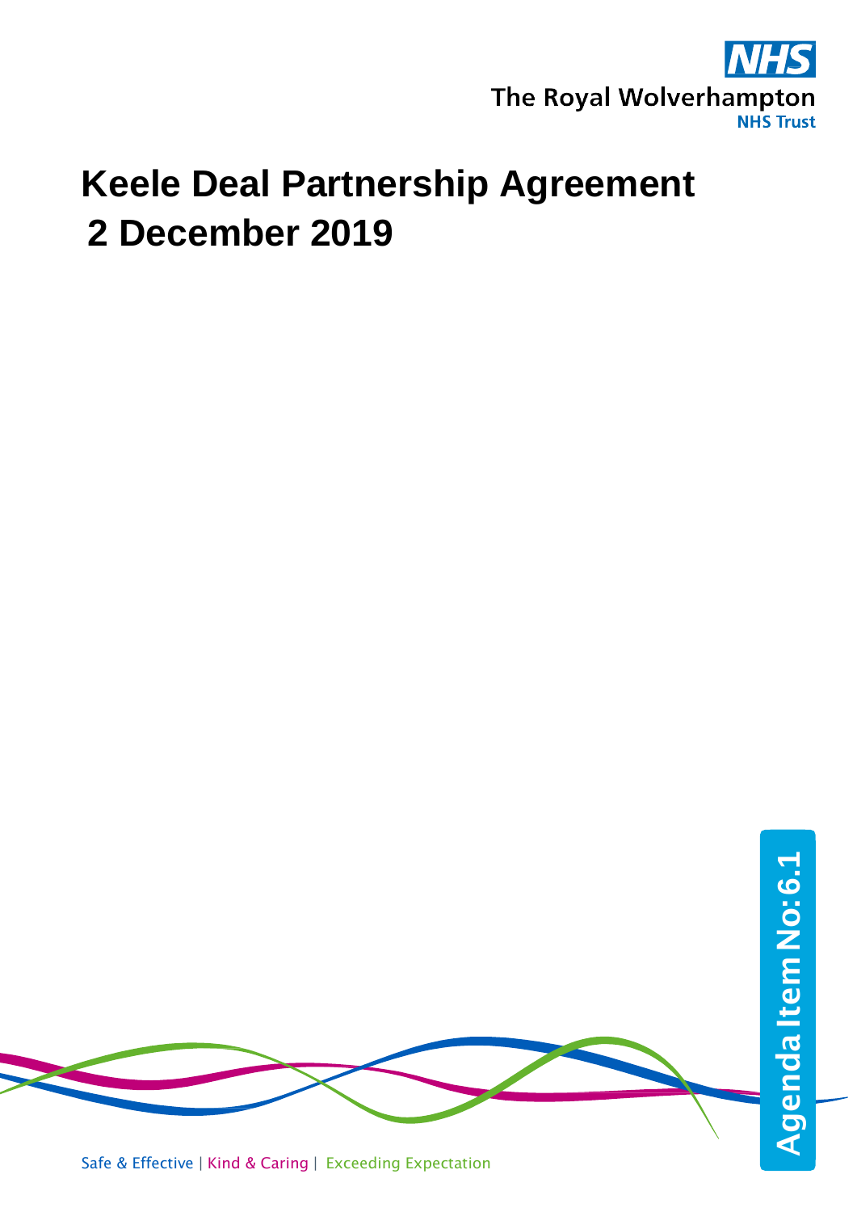NHS

The Royal Wolverhampton NHS Trust

# Keele Deal Partnership Agreement
# 2 December 2019

Agenda Item No: 6.1

Safe & Effective | Kind & Caring | Exceeding Expectation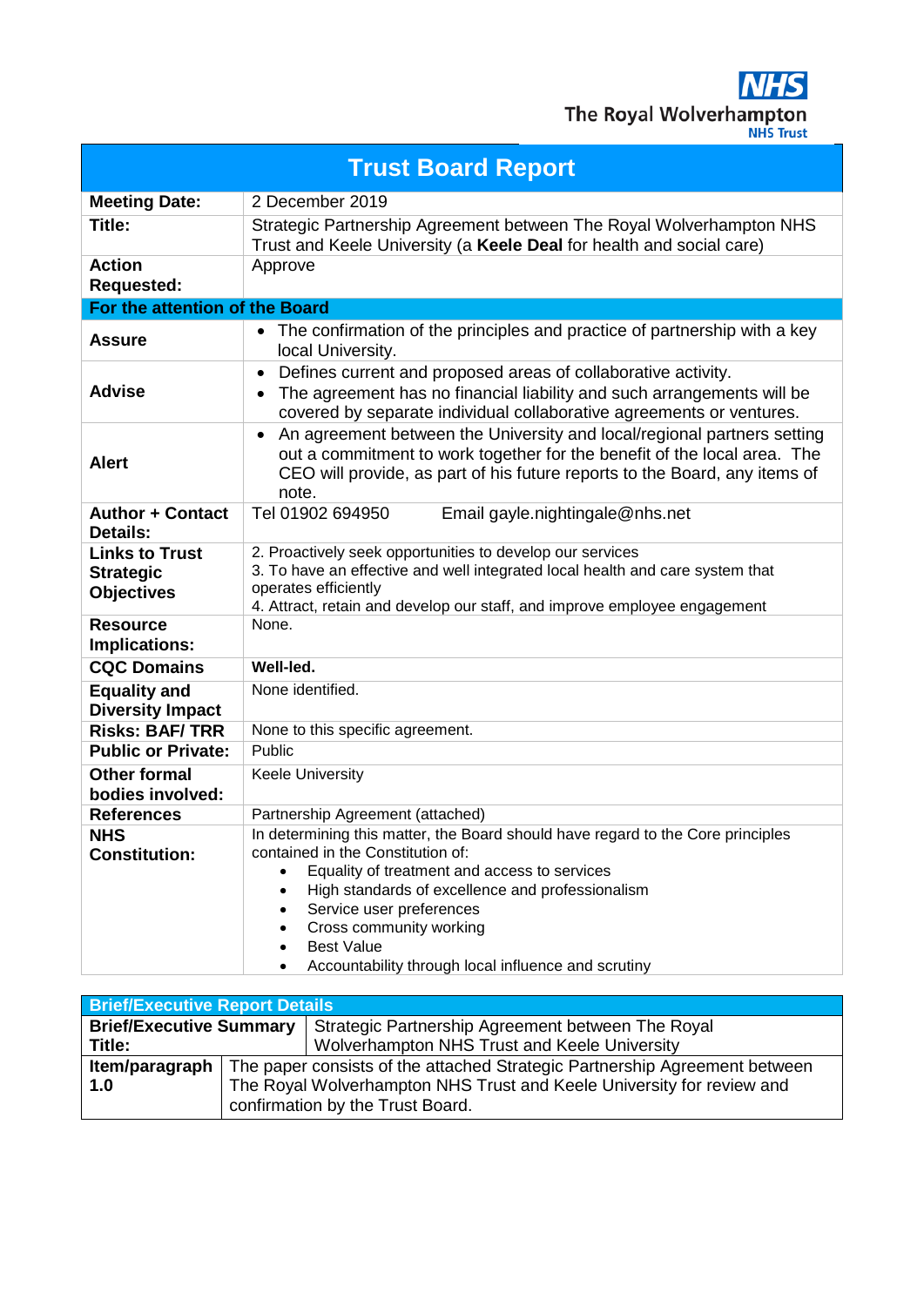The Royal Wolverhampton NHS Trust

# Trust Board Report

| | |
|---|---|
| **Meeting Date:** | 2 December 2019 |
| **Title:** | Strategic Partnership Agreement between The Royal Wolverhampton NHS Trust and Keele University (a **Keele Deal** for health and social care) |
| **Action Requested:** | Approve |
| **For the attention of the Board** | |
| **Assure** | • The confirmation of the principles and practice of partnership with a key local University. |
| **Advise** | • Defines current and proposed areas of collaborative activity.<br>• The agreement has no financial liability and such arrangements will be covered by separate individual collaborative agreements or ventures. |
| **Alert** | • An agreement between the University and local/regional partners setting out a commitment to work together for the benefit of the local area. The CEO will provide, as part of his future reports to the Board, any items of note. |
| **Author + Contact Details:** | Tel 01902 694950 Email gayle.nightingale@nhs.net |
| **Links to Trust Strategic Objectives** | 2. Proactively seek opportunities to develop our services<br>3. To have an effective and well integrated local health and care system that operates efficiently<br>4. Attract, retain and develop our staff, and improve employee engagement |
| **Resource Implications:** | None. |
| **CQC Domains** | **Well-led.** |
| **Equality and Diversity Impact** | None identified. |
| **Risks: BAF/ TRR** | None to this specific agreement. |
| **Public or Private:** | Public |
| **Other formal bodies involved:** | Keele University |
| **References** | Partnership Agreement (attached) |
| **NHS Constitution:** | In determining this matter, the Board should have regard to the Core principles contained in the Constitution of:<br>• Equality of treatment and access to services<br>• High standards of excellence and professionalism<br>• Service user preferences<br>• Cross community working<br>• Best Value<br>• Accountability through local influence and scrutiny |

| **Brief/Executive Report Details** | |
|---|---|
| **Brief/Executive Summary Title:** | Strategic Partnership Agreement between The Royal Wolverhampton NHS Trust and Keele University |
| **Item/paragraph 1.0** | The paper consists of the attached Strategic Partnership Agreement between The Royal Wolverhampton NHS Trust and Keele University for review and confirmation by the Trust Board. |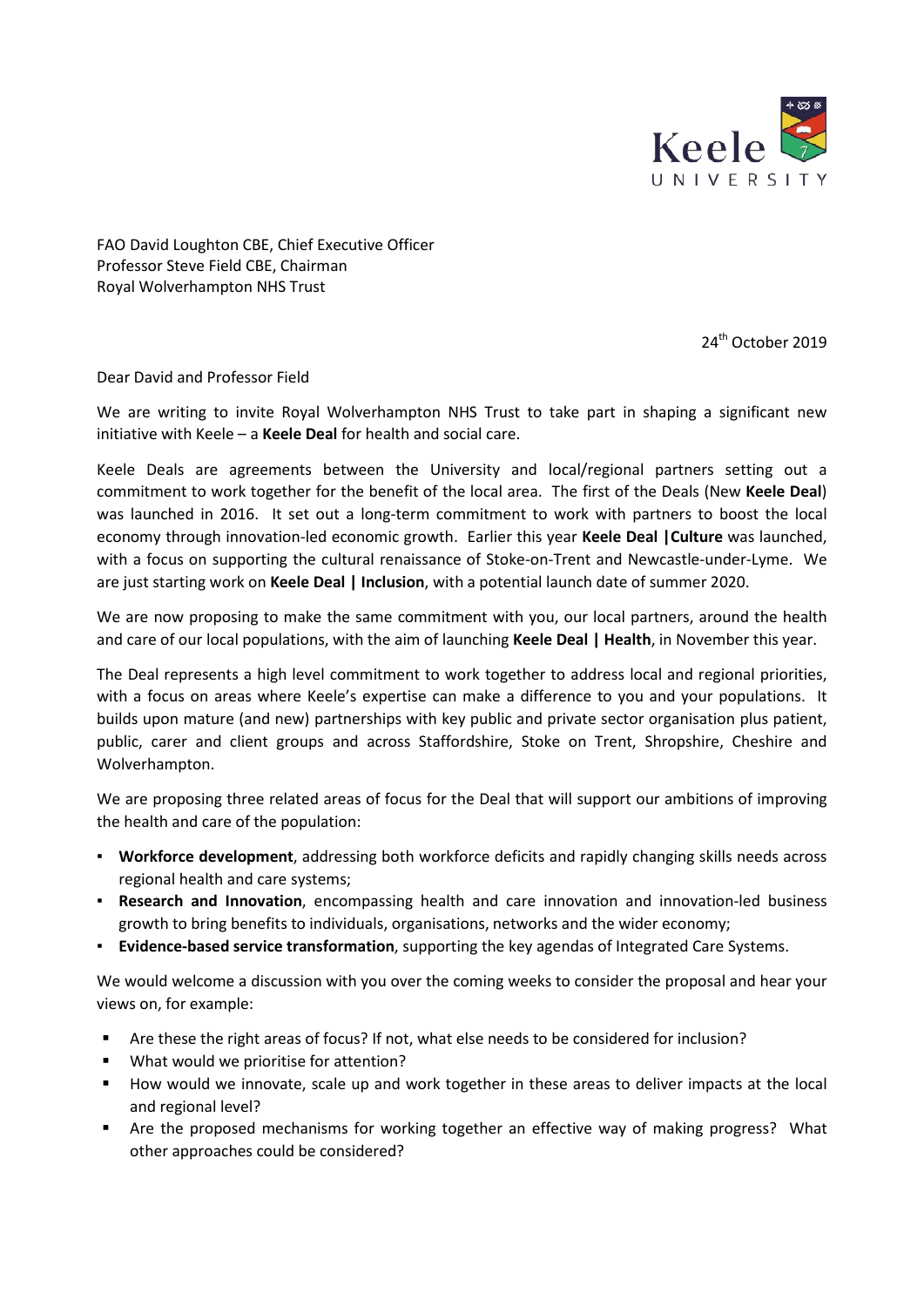FAO David Loughton CBE, Chief Executive Officer
Professor Steve Field CBE, Chairman
Royal Wolverhampton NHS Trust

24th October 2019

Dear David and Professor Field

We are writing to invite Royal Wolverhampton NHS Trust to take part in shaping a significant new initiative with Keele – a **Keele Deal** for health and social care.

Keele Deals are agreements between the University and local/regional partners setting out a commitment to work together for the benefit of the local area. The first of the Deals (New **Keele Deal**) was launched in 2016. It set out a long-term commitment to work with partners to boost the local economy through innovation-led economic growth. Earlier this year **Keele Deal |Culture** was launched, with a focus on supporting the cultural renaissance of Stoke-on-Trent and Newcastle-under-Lyme. We are just starting work on **Keele Deal | Inclusion**, with a potential launch date of summer 2020.

We are now proposing to make the same commitment with you, our local partners, around the health and care of our local populations, with the aim of launching **Keele Deal | Health**, in November this year.

The Deal represents a high level commitment to work together to address local and regional priorities, with a focus on areas where Keele's expertise can make a difference to you and your populations. It builds upon mature (and new) partnerships with key public and private sector organisation plus patient, public, carer and client groups and across Staffordshire, Stoke on Trent, Shropshire, Cheshire and Wolverhampton.

We are proposing three related areas of focus for the Deal that will support our ambitions of improving the health and care of the population:

- **Workforce development**, addressing both workforce deficits and rapidly changing skills needs across regional health and care systems;
- **Research and Innovation**, encompassing health and care innovation and innovation-led business growth to bring benefits to individuals, organisations, networks and the wider economy;
- **Evidence-based service transformation**, supporting the key agendas of Integrated Care Systems.

We would welcome a discussion with you over the coming weeks to consider the proposal and hear your views on, for example:

- Are these the right areas of focus? If not, what else needs to be considered for inclusion?
- What would we prioritise for attention?
- How would we innovate, scale up and work together in these areas to deliver impacts at the local and regional level?
- Are the proposed mechanisms for working together an effective way of making progress? What other approaches could be considered?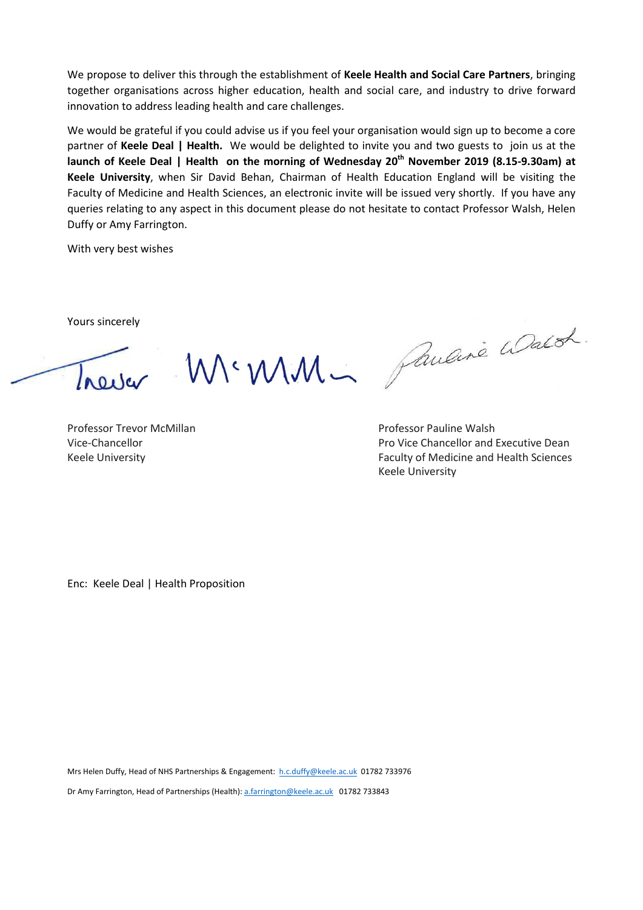We propose to deliver this through the establishment of **Keele Health and Social Care Partners**, bringing together organisations across higher education, health and social care, and industry to drive forward innovation to address leading health and care challenges.

We would be grateful if you could advise us if you feel your organisation would sign up to become a core partner of **Keele Deal | Health.** We would be delighted to invite you and two guests to join us at the **launch of Keele Deal | Health on the morning of Wednesday 20th November 2019 (8.15-9.30am) at Keele University**, when Sir David Behan, Chairman of Health Education England will be visiting the Faculty of Medicine and Health Sciences, an electronic invite will be issued very shortly. If you have any queries relating to any aspect in this document please do not hesitate to contact Professor Walsh, Helen Duffy or Amy Farrington.

With very best wishes

Yours sincerely

Professor Trevor McMillan
Vice-Chancellor
Keele University

Professor Pauline Walsh
Pro Vice Chancellor and Executive Dean
Faculty of Medicine and Health Sciences
Keele University

Enc: Keele Deal | Health Proposition

Mrs Helen Duffy, Head of NHS Partnerships & Engagement: h.c.duffy@keele.ac.uk 01782 733976

Dr Amy Farrington, Head of Partnerships (Health): a.farrington@keele.ac.uk 01782 733843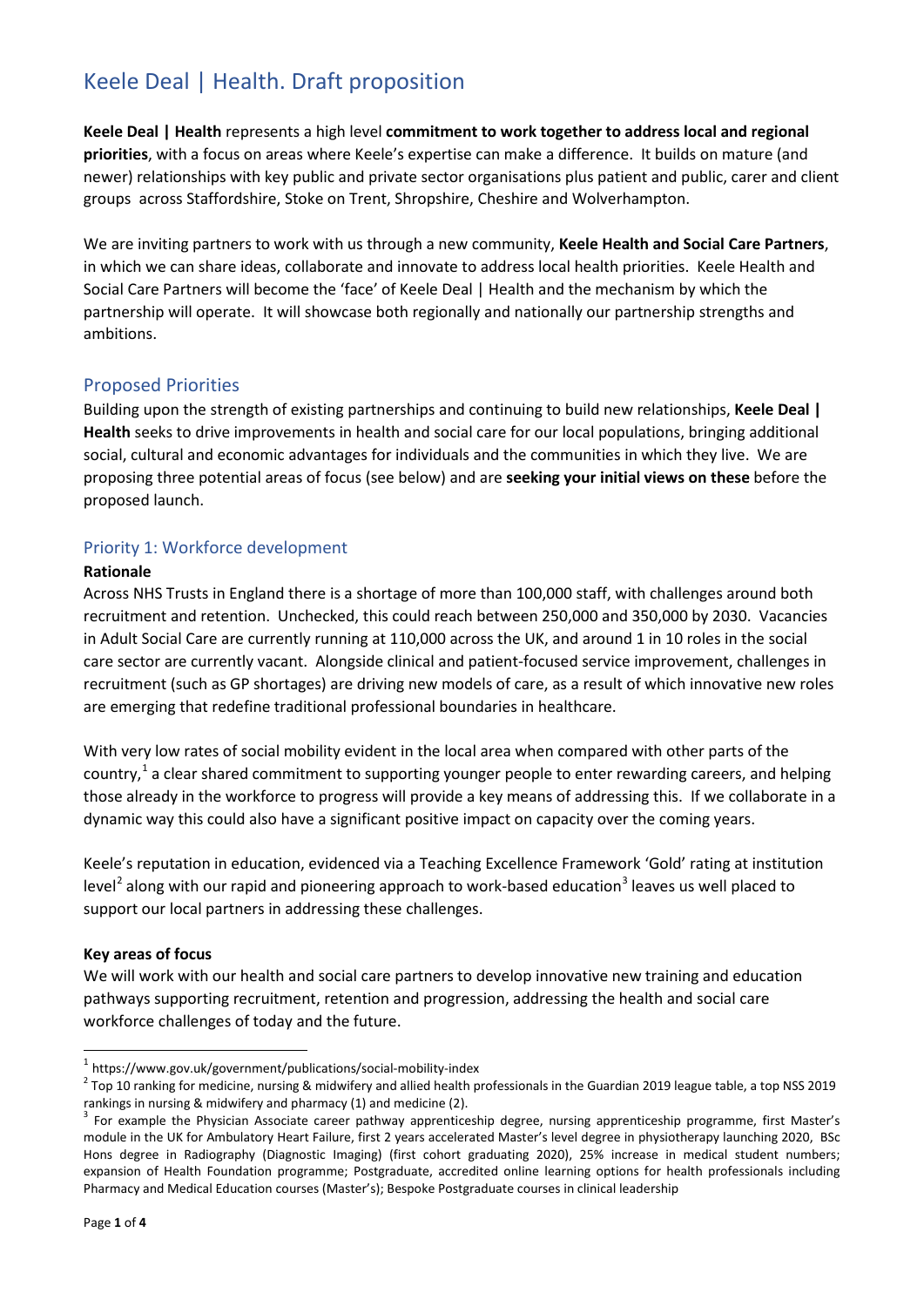# Keele Deal | Health. Draft proposition

**Keele Deal | Health** represents a high level **commitment to work together to address local and regional priorities**, with a focus on areas where Keele's expertise can make a difference. It builds on mature (and newer) relationships with key public and private sector organisations plus patient and public, carer and client groups across Staffordshire, Stoke on Trent, Shropshire, Cheshire and Wolverhampton.

We are inviting partners to work with us through a new community, **Keele Health and Social Care Partners**, in which we can share ideas, collaborate and innovate to address local health priorities. Keele Health and Social Care Partners will become the 'face' of Keele Deal | Health and the mechanism by which the partnership will operate. It will showcase both regionally and nationally our partnership strengths and ambitions.

## Proposed Priorities

Building upon the strength of existing partnerships and continuing to build new relationships, **Keele Deal | Health** seeks to drive improvements in health and social care for our local populations, bringing additional social, cultural and economic advantages for individuals and the communities in which they live. We are proposing three potential areas of focus (see below) and are **seeking your initial views on these** before the proposed launch.

### Priority 1: Workforce development

**Rationale**

Across NHS Trusts in England there is a shortage of more than 100,000 staff, with challenges around both recruitment and retention. Unchecked, this could reach between 250,000 and 350,000 by 2030. Vacancies in Adult Social Care are currently running at 110,000 across the UK, and around 1 in 10 roles in the social care sector are currently vacant. Alongside clinical and patient-focused service improvement, challenges in recruitment (such as GP shortages) are driving new models of care, as a result of which innovative new roles are emerging that redefine traditional professional boundaries in healthcare.

With very low rates of social mobility evident in the local area when compared with other parts of the country,[1] a clear shared commitment to supporting younger people to enter rewarding careers, and helping those already in the workforce to progress will provide a key means of addressing this. If we collaborate in a dynamic way this could also have a significant positive impact on capacity over the coming years.

Keele's reputation in education, evidenced via a Teaching Excellence Framework 'Gold' rating at institution level[2] along with our rapid and pioneering approach to work-based education[3] leaves us well placed to support our local partners in addressing these challenges.

**Key areas of focus**

We will work with our health and social care partners to develop innovative new training and education pathways supporting recruitment, retention and progression, addressing the health and social care workforce challenges of today and the future.

---

[1] https://www.gov.uk/government/publications/social-mobility-index

[2] Top 10 ranking for medicine, nursing & midwifery and allied health professionals in the Guardian 2019 league table, a top NSS 2019 rankings in nursing & midwifery and pharmacy (1) and medicine (2).

[3] For example the Physician Associate career pathway apprenticeship degree, nursing apprenticeship programme, first Master's module in the UK for Ambulatory Heart Failure, first 2 years accelerated Master's level degree in physiotherapy launching 2020, BSc Hons degree in Radiography (Diagnostic Imaging) (first cohort graduating 2020), 25% increase in medical student numbers; expansion of Health Foundation programme; Postgraduate, accredited online learning options for health professionals including Pharmacy and Medical Education courses (Master's); Bespoke Postgraduate courses in clinical leadership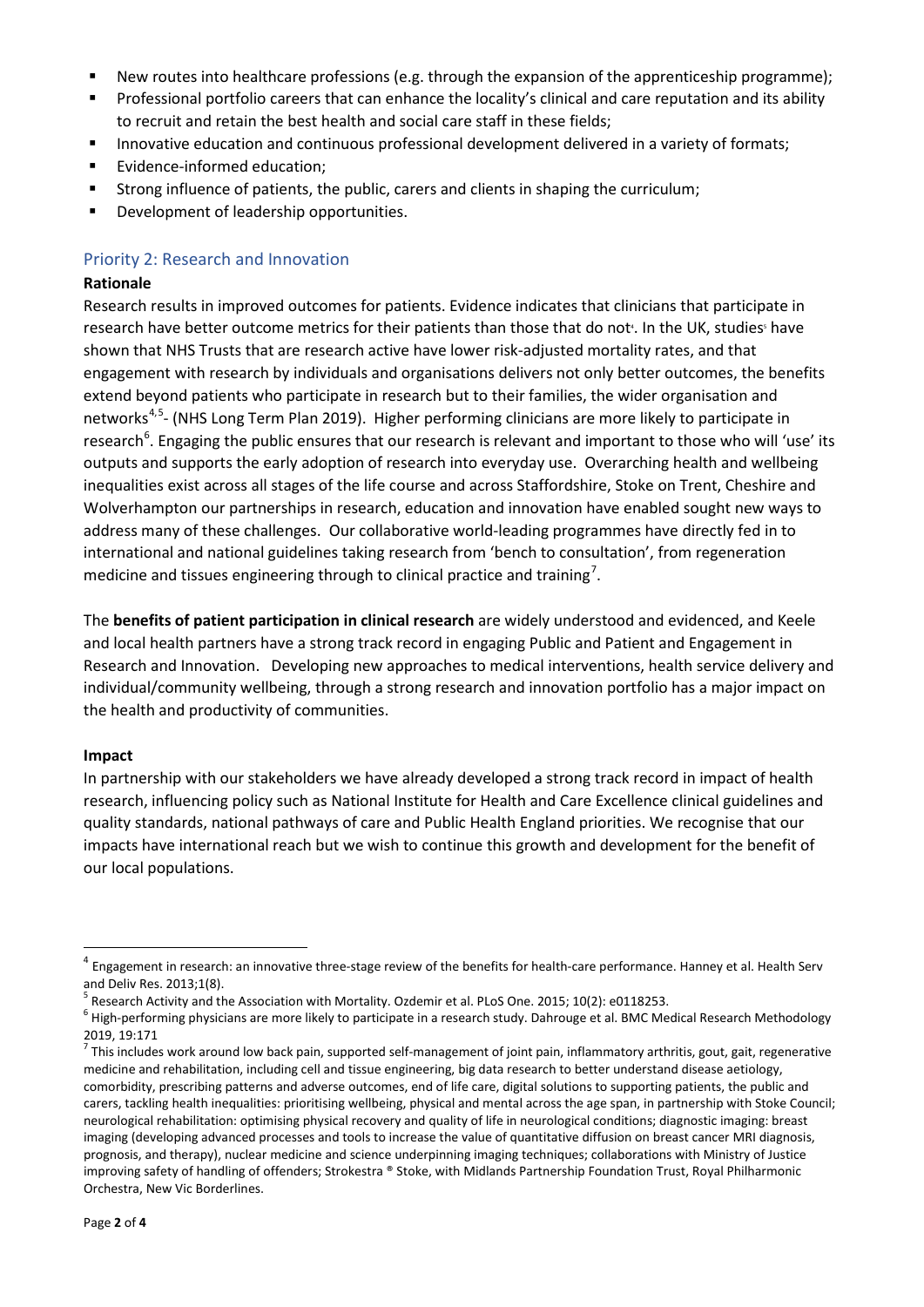- New routes into healthcare professions (e.g. through the expansion of the apprenticeship programme);
- Professional portfolio careers that can enhance the locality's clinical and care reputation and its ability to recruit and retain the best health and social care staff in these fields;
- Innovative education and continuous professional development delivered in a variety of formats;
- Evidence-informed education;
- Strong influence of patients, the public, carers and clients in shaping the curriculum;
- Development of leadership opportunities.

## Priority 2: Research and Innovation

**Rationale**

Research results in improved outcomes for patients. Evidence indicates that clinicians that participate in research have better outcome metrics for their patients than those that do not[4]. In the UK, studies[5] have shown that NHS Trusts that are research active have lower risk-adjusted mortality rates, and that engagement with research by individuals and organisations delivers not only better outcomes, the benefits extend beyond patients who participate in research but to their families, the wider organisation and networks[4,5]- (NHS Long Term Plan 2019). Higher performing clinicians are more likely to participate in research[6]. Engaging the public ensures that our research is relevant and important to those who will 'use' its outputs and supports the early adoption of research into everyday use. Overarching health and wellbeing inequalities exist across all stages of the life course and across Staffordshire, Stoke on Trent, Cheshire and Wolverhampton our partnerships in research, education and innovation have enabled sought new ways to address many of these challenges. Our collaborative world-leading programmes have directly fed in to international and national guidelines taking research from 'bench to consultation', from regeneration medicine and tissues engineering through to clinical practice and training[7].

The **benefits of patient participation in clinical research** are widely understood and evidenced, and Keele and local health partners have a strong track record in engaging Public and Patient and Engagement in Research and Innovation. Developing new approaches to medical interventions, health service delivery and individual/community wellbeing, through a strong research and innovation portfolio has a major impact on the health and productivity of communities.

**Impact**

In partnership with our stakeholders we have already developed a strong track record in impact of health research, influencing policy such as National Institute for Health and Care Excellence clinical guidelines and quality standards, national pathways of care and Public Health England priorities. We recognise that our impacts have international reach but we wish to continue this growth and development for the benefit of our local populations.

---

[4] Engagement in research: an innovative three-stage review of the benefits for health-care performance. Hanney et al. Health Serv and Deliv Res. 2013;1(8).

[5] Research Activity and the Association with Mortality. Ozdemir et al. PLoS One. 2015; 10(2): e0118253.

[6] High-performing physicians are more likely to participate in a research study. Dahrouge et al. BMC Medical Research Methodology 2019, 19:171

[7] This includes work around low back pain, supported self-management of joint pain, inflammatory arthritis, gout, gait, regenerative medicine and rehabilitation, including cell and tissue engineering, big data research to better understand disease aetiology, comorbidity, prescribing patterns and adverse outcomes, end of life care, digital solutions to supporting patients, the public and carers, tackling health inequalities: prioritising wellbeing, physical and mental across the age span, in partnership with Stoke Council; neurological rehabilitation: optimising physical recovery and quality of life in neurological conditions; diagnostic imaging: breast imaging (developing advanced processes and tools to increase the value of quantitative diffusion on breast cancer MRI diagnosis, prognosis, and therapy), nuclear medicine and science underpinning imaging techniques; collaborations with Ministry of Justice improving safety of handling of offenders; Strokestra ® Stoke, with Midlands Partnership Foundation Trust, Royal Philharmonic Orchestra, New Vic Borderlines.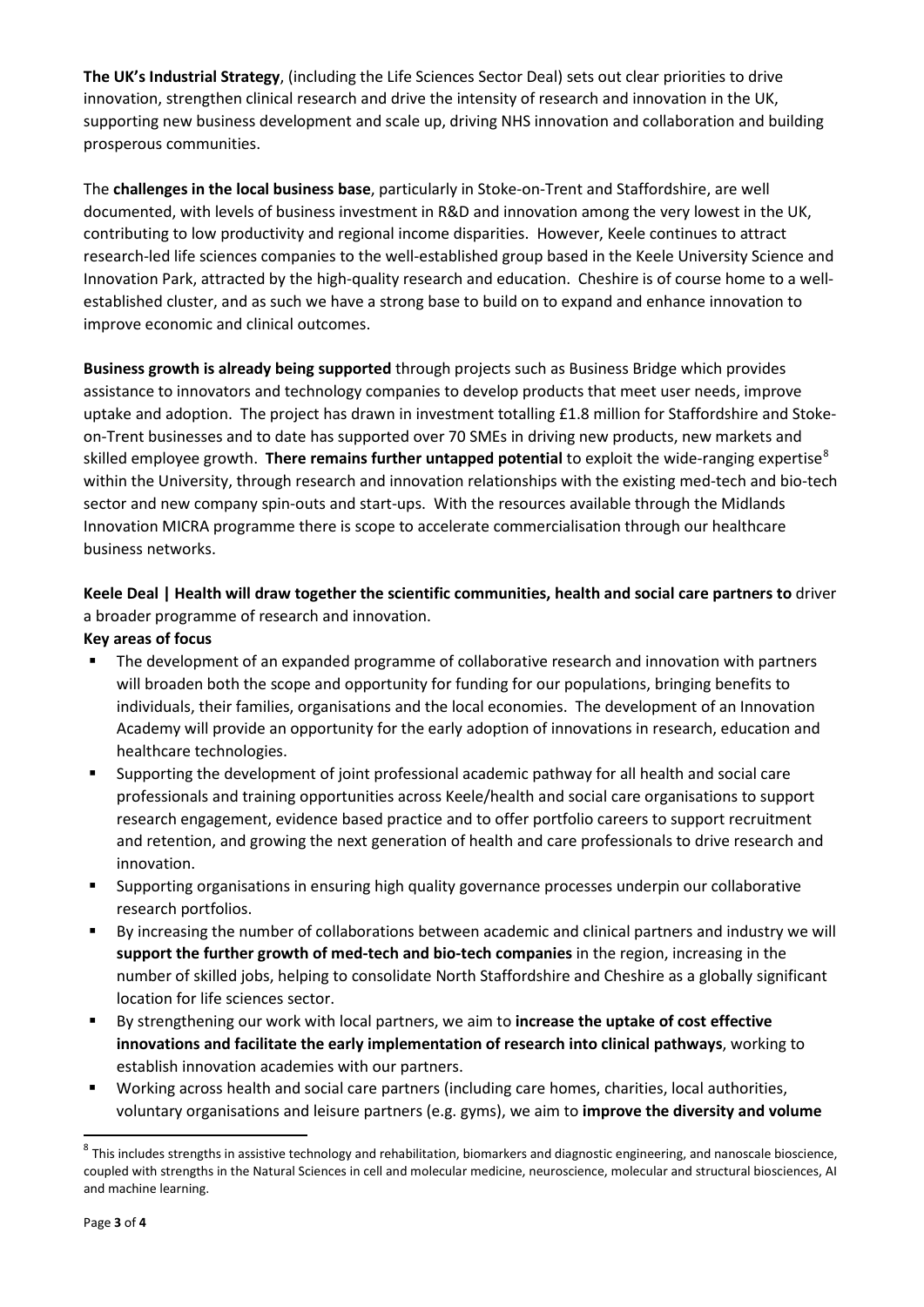**The UK's Industrial Strategy**, (including the Life Sciences Sector Deal) sets out clear priorities to drive innovation, strengthen clinical research and drive the intensity of research and innovation in the UK, supporting new business development and scale up, driving NHS innovation and collaboration and building prosperous communities.

The **challenges in the local business base**, particularly in Stoke-on-Trent and Staffordshire, are well documented, with levels of business investment in R&D and innovation among the very lowest in the UK, contributing to low productivity and regional income disparities. However, Keele continues to attract research-led life sciences companies to the well-established group based in the Keele University Science and Innovation Park, attracted by the high-quality research and education. Cheshire is of course home to a well-established cluster, and as such we have a strong base to build on to expand and enhance innovation to improve economic and clinical outcomes.

**Business growth is already being supported** through projects such as Business Bridge which provides assistance to innovators and technology companies to develop products that meet user needs, improve uptake and adoption. The project has drawn in investment totalling £1.8 million for Staffordshire and Stoke-on-Trent businesses and to date has supported over 70 SMEs in driving new products, new markets and skilled employee growth. **There remains further untapped potential** to exploit the wide-ranging expertise[8] within the University, through research and innovation relationships with the existing med-tech and bio-tech sector and new company spin-outs and start-ups. With the resources available through the Midlands Innovation MICRA programme there is scope to accelerate commercialisation through our healthcare business networks.

**Keele Deal | Health will draw together the scientific communities, health and social care partners to** driver a broader programme of research and innovation.

**Key areas of focus**

- The development of an expanded programme of collaborative research and innovation with partners will broaden both the scope and opportunity for funding for our populations, bringing benefits to individuals, their families, organisations and the local economies. The development of an Innovation Academy will provide an opportunity for the early adoption of innovations in research, education and healthcare technologies.
- Supporting the development of joint professional academic pathway for all health and social care professionals and training opportunities across Keele/health and social care organisations to support research engagement, evidence based practice and to offer portfolio careers to support recruitment and retention, and growing the next generation of health and care professionals to drive research and innovation.
- Supporting organisations in ensuring high quality governance processes underpin our collaborative research portfolios.
- By increasing the number of collaborations between academic and clinical partners and industry we will **support the further growth of med-tech and bio-tech companies** in the region, increasing in the number of skilled jobs, helping to consolidate North Staffordshire and Cheshire as a globally significant location for life sciences sector.
- By strengthening our work with local partners, we aim to **increase the uptake of cost effective innovations and facilitate the early implementation of research into clinical pathways**, working to establish innovation academies with our partners.
- Working across health and social care partners (including care homes, charities, local authorities, voluntary organisations and leisure partners (e.g. gyms), we aim to **improve the diversity and volume**

[8] This includes strengths in assistive technology and rehabilitation, biomarkers and diagnostic engineering, and nanoscale bioscience, coupled with strengths in the Natural Sciences in cell and molecular medicine, neuroscience, molecular and structural biosciences, AI and machine learning.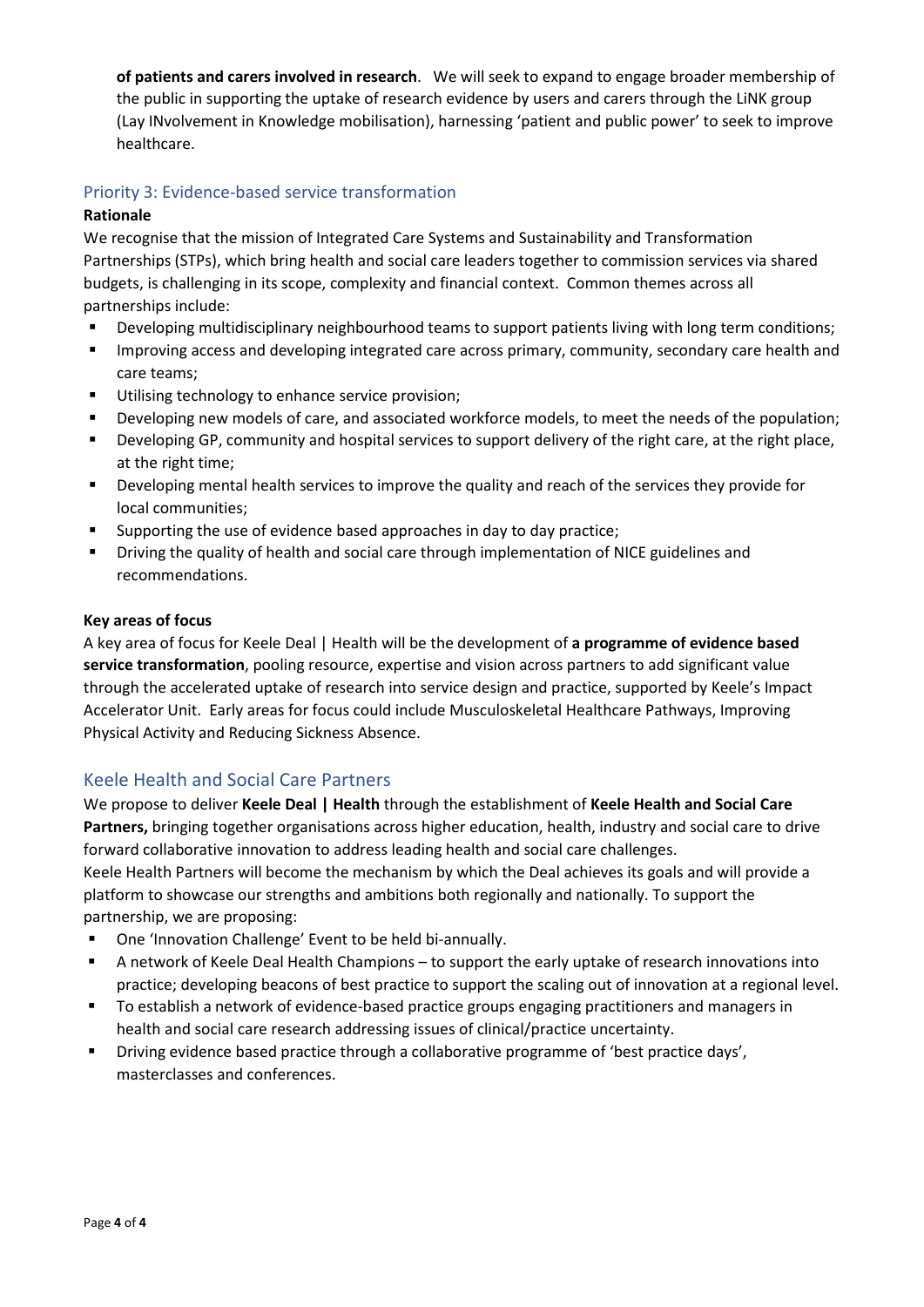**of patients and carers involved in research**. We will seek to expand to engage broader membership of the public in supporting the uptake of research evidence by users and carers through the LiNK group (Lay INvolvement in Knowledge mobilisation), harnessing 'patient and public power' to seek to improve healthcare.

### Priority 3: Evidence-based service transformation

**Rationale**

We recognise that the mission of Integrated Care Systems and Sustainability and Transformation Partnerships (STPs), which bring health and social care leaders together to commission services via shared budgets, is challenging in its scope, complexity and financial context. Common themes across all partnerships include:

- Developing multidisciplinary neighbourhood teams to support patients living with long term conditions;
- Improving access and developing integrated care across primary, community, secondary care health and care teams;
- Utilising technology to enhance service provision;
- Developing new models of care, and associated workforce models, to meet the needs of the population;
- Developing GP, community and hospital services to support delivery of the right care, at the right place, at the right time;
- Developing mental health services to improve the quality and reach of the services they provide for local communities;
- Supporting the use of evidence based approaches in day to day practice;
- Driving the quality of health and social care through implementation of NICE guidelines and recommendations.

**Key areas of focus**

A key area of focus for Keele Deal | Health will be the development of **a programme of evidence based service transformation**, pooling resource, expertise and vision across partners to add significant value through the accelerated uptake of research into service design and practice, supported by Keele's Impact Accelerator Unit. Early areas for focus could include Musculoskeletal Healthcare Pathways, Improving Physical Activity and Reducing Sickness Absence.

## Keele Health and Social Care Partners

We propose to deliver **Keele Deal | Health** through the establishment of **Keele Health and Social Care Partners,** bringing together organisations across higher education, health, industry and social care to drive forward collaborative innovation to address leading health and social care challenges.

Keele Health Partners will become the mechanism by which the Deal achieves its goals and will provide a platform to showcase our strengths and ambitions both regionally and nationally. To support the partnership, we are proposing:

- One 'Innovation Challenge' Event to be held bi-annually.
- A network of Keele Deal Health Champions – to support the early uptake of research innovations into practice; developing beacons of best practice to support the scaling out of innovation at a regional level.
- To establish a network of evidence-based practice groups engaging practitioners and managers in health and social care research addressing issues of clinical/practice uncertainty.
- Driving evidence based practice through a collaborative programme of 'best practice days', masterclasses and conferences.